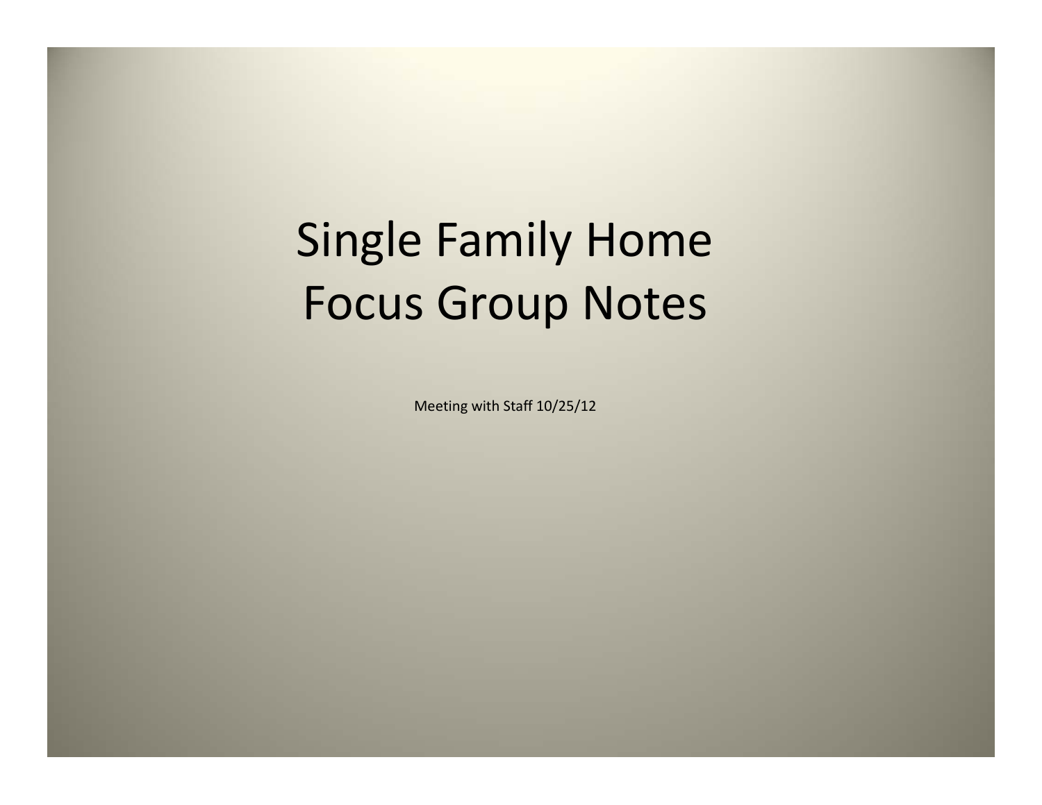# Single Family Home Focus Group Notes

Meeting with Staff 10/25/12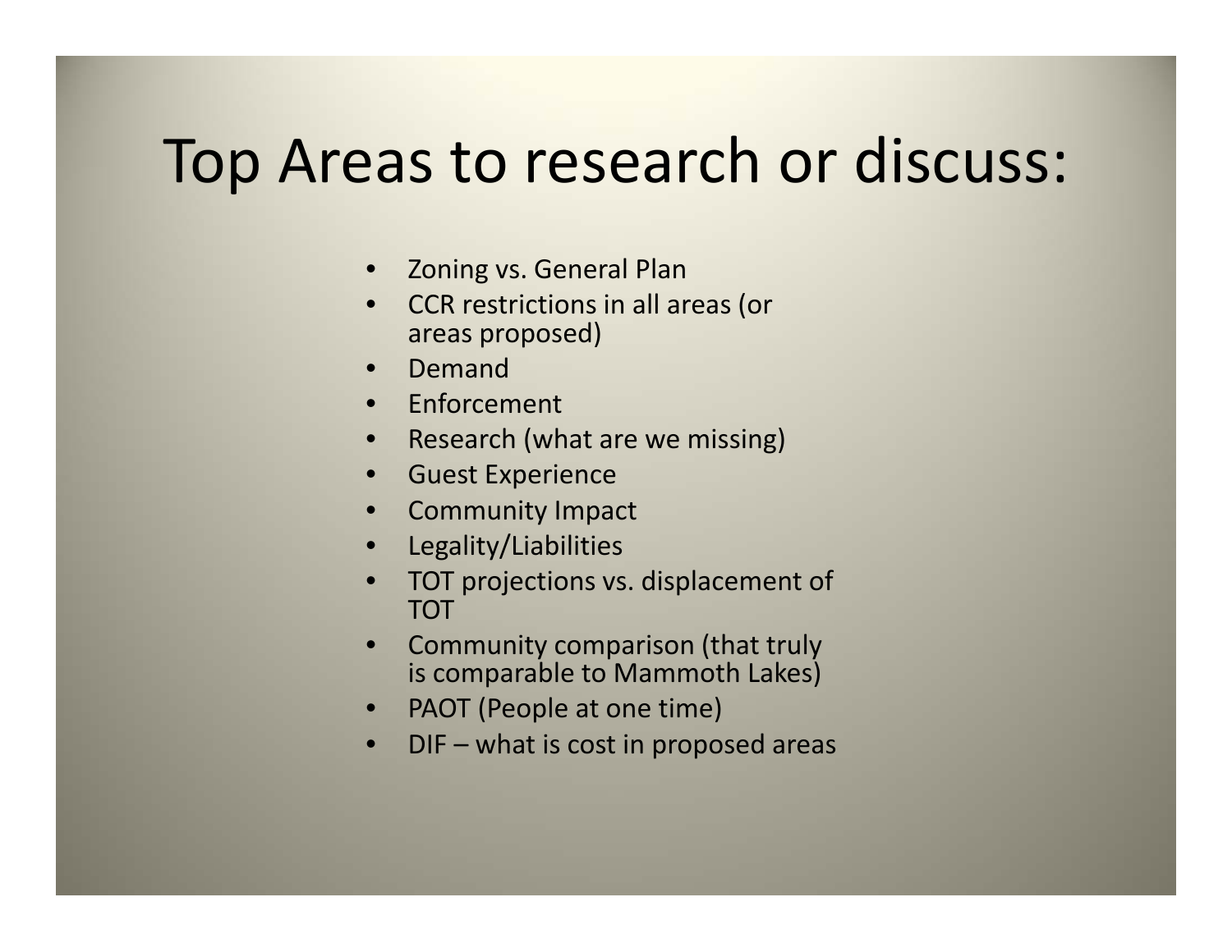# Top Areas to research or discuss:

- Zoning vs. General Plan
- CCR restrictions in all areas (or areas proposed)
- Demand
- Enforcement
- Research (what are we missing)
- Guest Experience
- Community Impact
- Legality/Liabilities
- TOT projections vs. displacement of TOT
- Community comparison (that truly is comparable to Mammoth Lakes)
- PAOT (People at one time)
- DIF – what is cost in proposed areas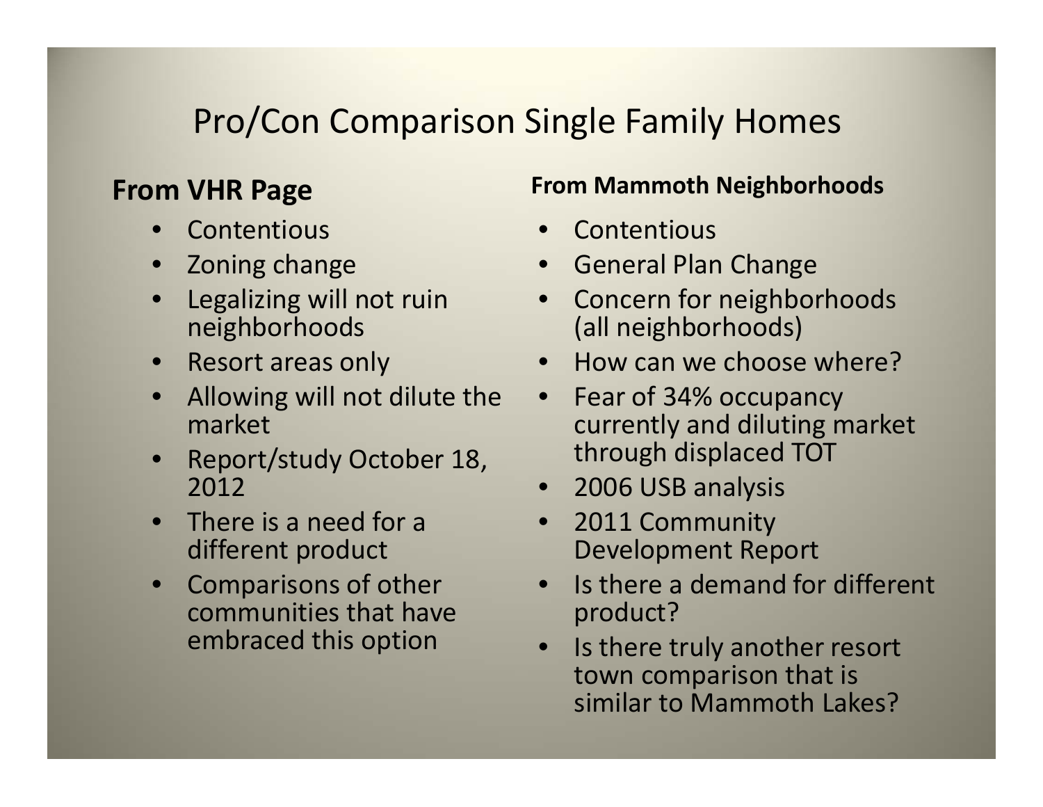# Pro/Con Comparison Single Family Homes

## From VHR Page

- Contentious
- Zoning change
- Legalizing will not ruin neighborhoods
- Resort areas only
- Allowing will not dilute the market
- Report/study October 18, 2012
- There is a need for a different product
- Comparisons of other communities that have embraced this option

## From Mammoth Neighborhoods

- Contentious
- General Plan Change
- Concern for neighborhoods (all neighborhoods)
- How can we choose where?
- Fear of 34% occupancy currently and diluting market through displaced TOT
- 2006 USB analysis
- 2011 Community Development Report
- Is there a demand for different product?
- Is there truly another resort town comparison that is similar to Mammoth Lakes?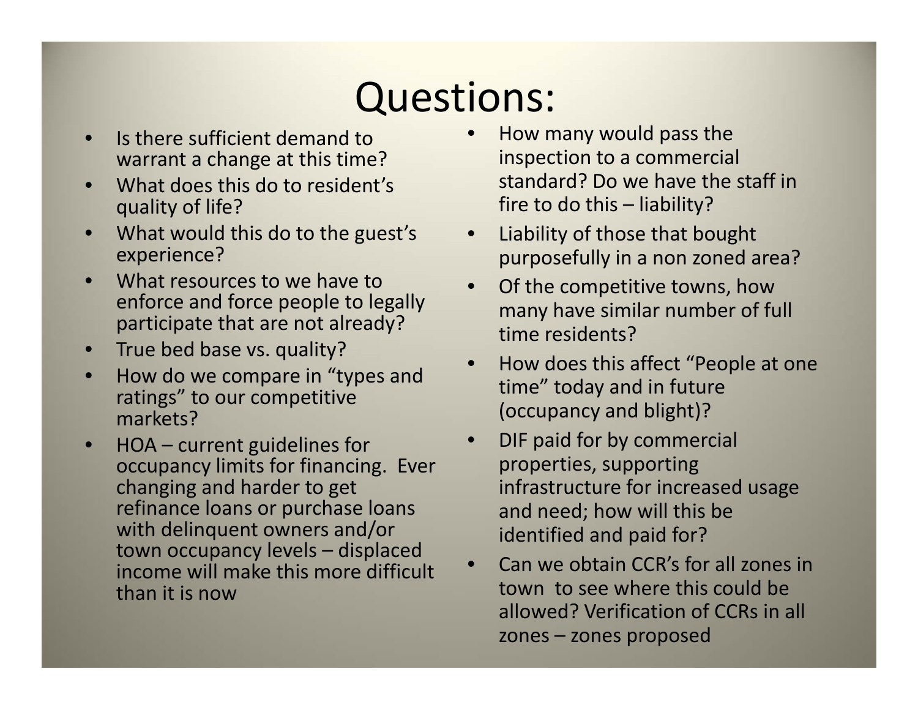# Questions:

- Is there sufficient demand to warrant a change at this time?
- What does this do to resident's quality of life?
- What would this do to the guest's experience?
- What resources to we have to enforce and force people to legally participate that are not already?
- True bed base vs. quality?
- How do we compare in "types and ratings" to our competitive markets?
- HOA – current guidelines for occupancy limits for financing. Ever changing and harder to get refinance loans or purchase loans with delinquent owners and/or town occupancy levels – displaced income will make this more difficult than it is now
- How many would pass the inspection to a commercial standard? Do we have the staff in fire to do this – liability?
- Liability of those that bought purposefully in a non zoned area?
- Of the competitive towns, how many have similar number of full time residents?
- How does this affect "People at one time" today and in future (occupancy and blight)?
- DIF paid for by commercial properties, supporting infrastructure for increased usage and need; how will this be identified and paid for?
- Can we obtain CCR's for all zones in town to see where this could be allowed? Verification of CCRs in all zones – zones proposed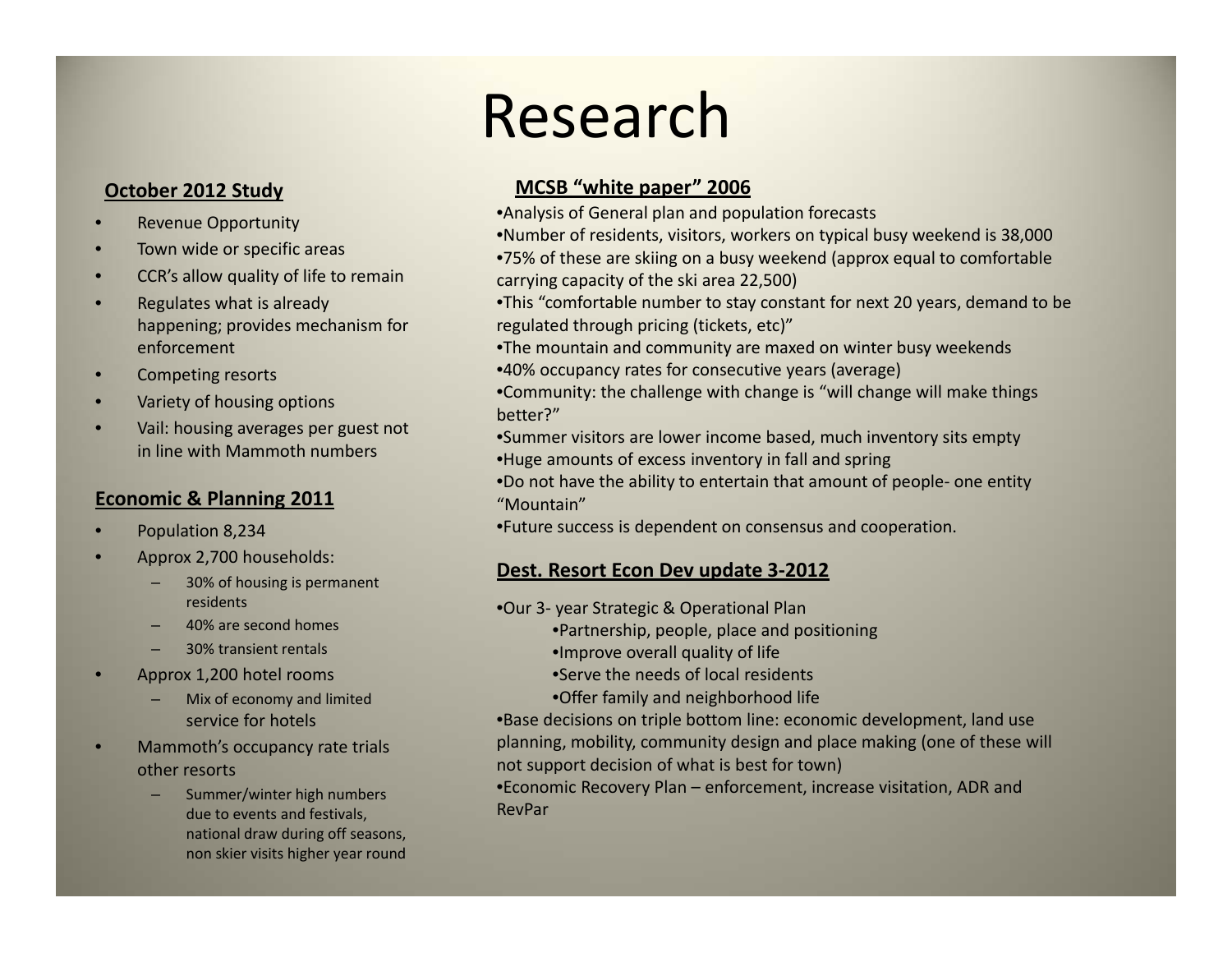# Research

**October 2012 Study**

- Revenue Opportunity
- Town wide or specific areas
- CCR's allow quality of life to remain
- Regulates what is already happening; provides mechanism for enforcement
- Competing resorts
- Variety of housing options
- Vail: housing averages per guest not in line with Mammoth numbers

**Economic & Planning 2011**

- Population 8,234
- Approx 2,700 households:
  - 30% of housing is permanent residents
  - 40% are second homes
  - 30% transient rentals
- Approx 1,200 hotel rooms
  - Mix of economy and limited service for hotels
- Mammoth's occupancy rate trials other resorts
  - Summer/winter high numbers due to events and festivals, national draw during off seasons, non skier visits higher year round

**MCSB "white paper" 2006**

- Analysis of General plan and population forecasts
- Number of residents, visitors, workers on typical busy weekend is 38,000
- 75% of these are skiing on a busy weekend (approx equal to comfortable carrying capacity of the ski area 22,500)
- This "comfortable number to stay constant for next 20 years, demand to be regulated through pricing (tickets, etc)"
- The mountain and community are maxed on winter busy weekends
- 40% occupancy rates for consecutive years (average)
- Community: the challenge with change is "will change will make things better?"
- Summer visitors are lower income based, much inventory sits empty
- Huge amounts of excess inventory in fall and spring
- Do not have the ability to entertain that amount of people- one entity "Mountain"
- Future success is dependent on consensus and cooperation.

**Dest. Resort Econ Dev update 3-2012**

- Our 3- year Strategic & Operational Plan
  - Partnership, people, place and positioning
  - Improve overall quality of life
  - Serve the needs of local residents
  - Offer family and neighborhood life
- Base decisions on triple bottom line: economic development, land use planning, mobility, community design and place making (one of these will not support decision of what is best for town)
- Economic Recovery Plan – enforcement, increase visitation, ADR and RevPar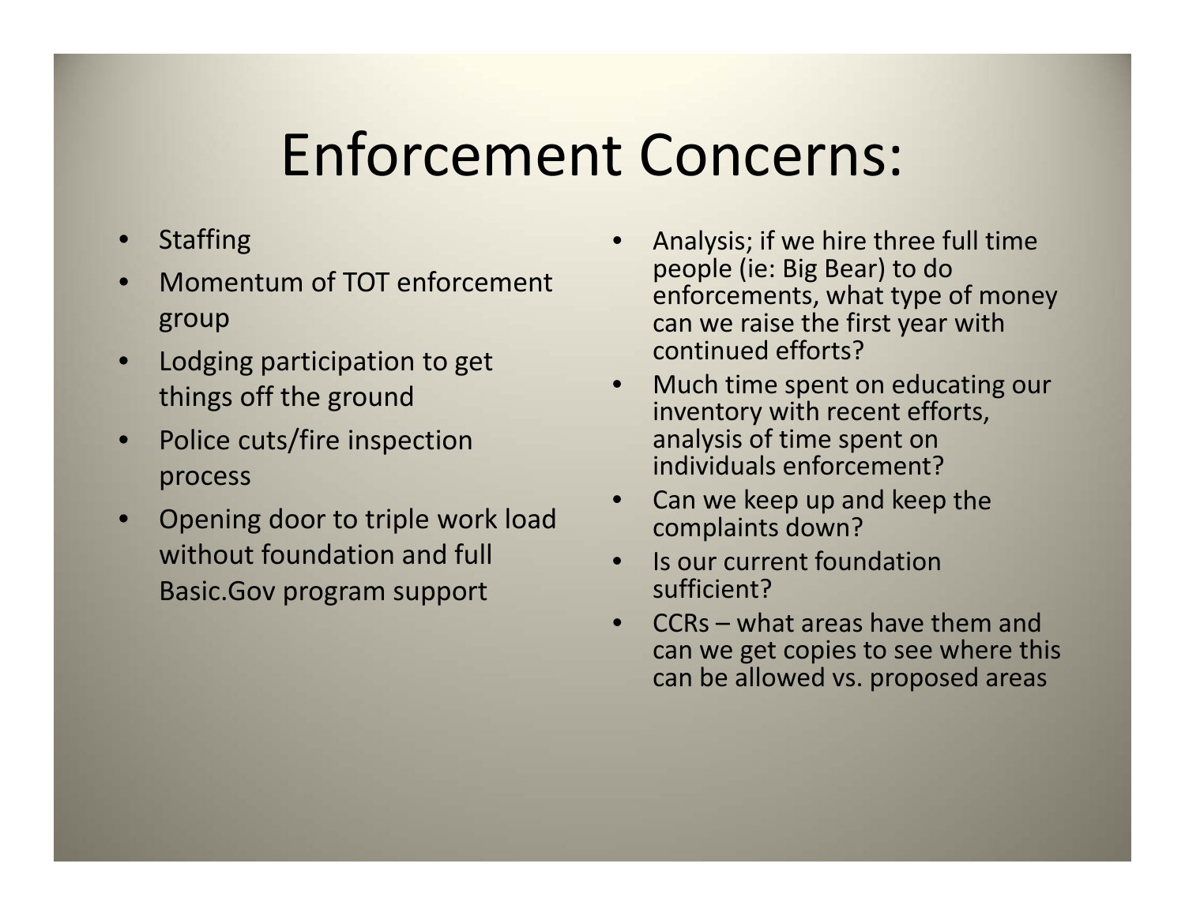# Enforcement Concerns:

- Staffing
- Momentum of TOT enforcement group
- Lodging participation to get things off the ground
- Police cuts/fire inspection process
- Opening door to triple work load without foundation and full Basic.Gov program support
- Analysis; if we hire three full time people (ie: Big Bear) to do enforcements, what type of money can we raise the first year with continued efforts?
- Much time spent on educating our inventory with recent efforts, analysis of time spent on individuals enforcement?
- Can we keep up and keep the complaints down?
- Is our current foundation sufficient?
- CCRs – what areas have them and can we get copies to see where this can be allowed vs. proposed areas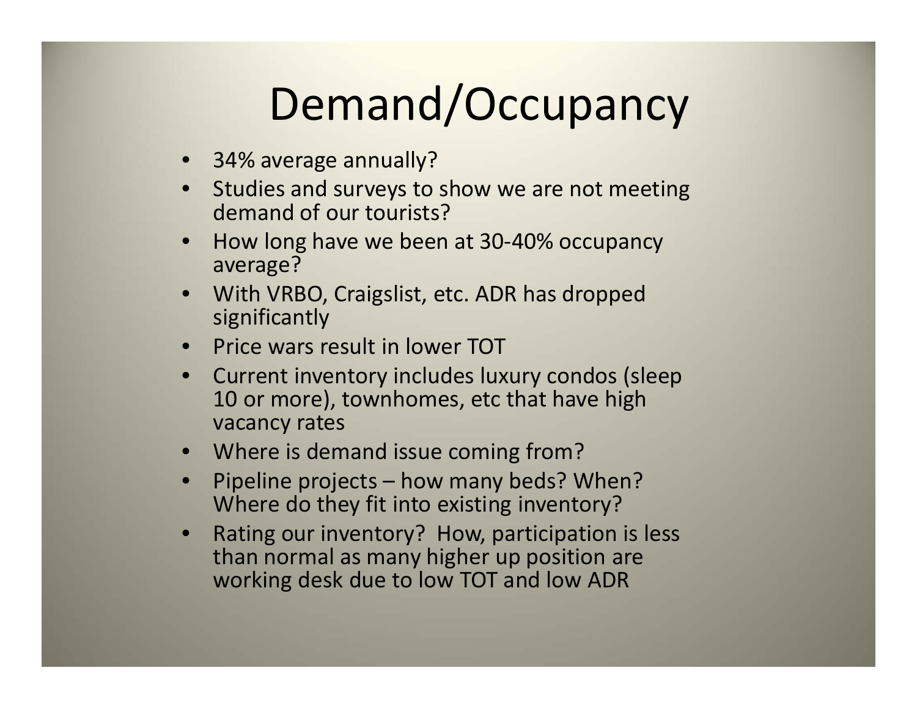# Demand/Occupancy

- 34% average annually?
- Studies and surveys to show we are not meeting demand of our tourists?
- How long have we been at 30-40% occupancy average?
- With VRBO, Craigslist, etc. ADR has dropped significantly
- Price wars result in lower TOT
- Current inventory includes luxury condos (sleep 10 or more), townhomes, etc that have high vacancy rates
- Where is demand issue coming from?
- Pipeline projects – how many beds? When? Where do they fit into existing inventory?
- Rating our inventory? How, participation is less than normal as many higher up position are working desk due to low TOT and low ADR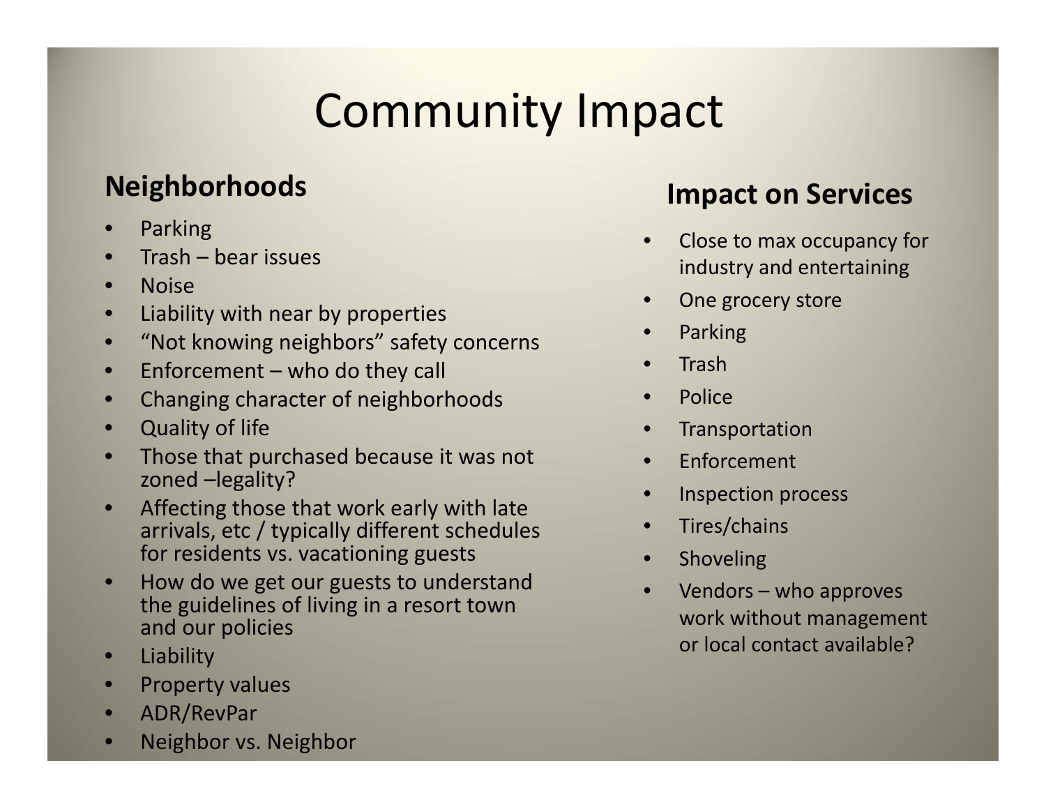# Community Impact

## Neighborhoods

- Parking
- Trash – bear issues
- Noise
- Liability with near by properties
- “Not knowing neighbors” safety concerns
- Enforcement – who do they call
- Changing character of neighborhoods
- Quality of life
- Those that purchased because it was not zoned –legality?
- Affecting those that work early with late arrivals, etc / typically different schedules for residents vs. vacationing guests
- How do we get our guests to understand the guidelines of living in a resort town and our policies
- Liability
- Property values
- ADR/RevPar
- Neighbor vs. Neighbor

## Impact on Services

- Close to max occupancy for industry and entertaining
- One grocery store
- Parking
- Trash
- Police
- Transportation
- Enforcement
- Inspection process
- Tires/chains
- Shoveling
- Vendors – who approves work without management or local contact available?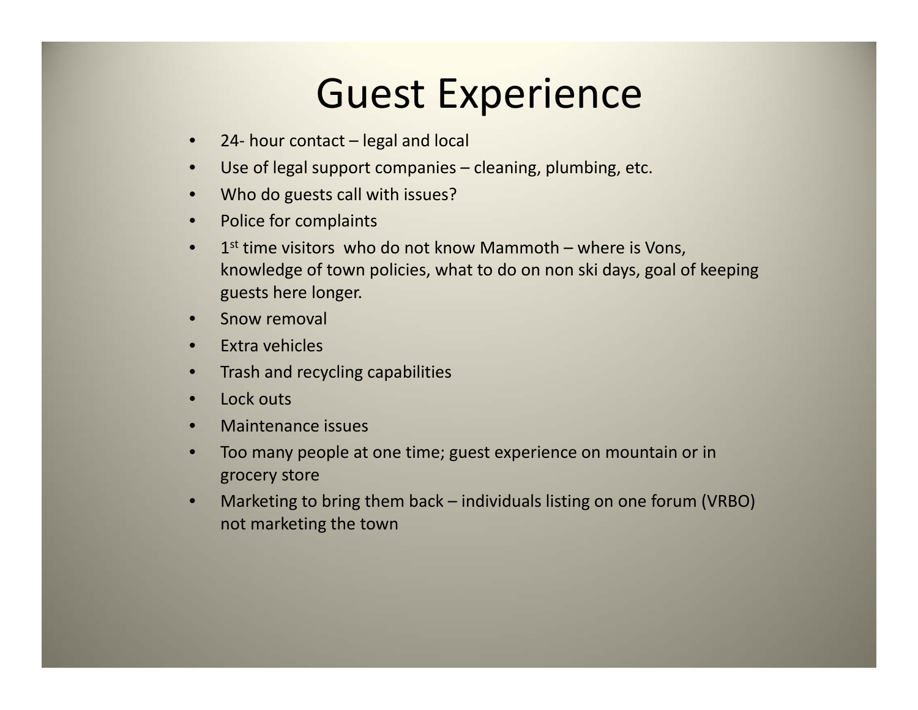# Guest Experience

- 24- hour contact – legal and local
- Use of legal support companies – cleaning, plumbing, etc.
- Who do guests call with issues?
- Police for complaints
- 1st time visitors who do not know Mammoth – where is Vons, knowledge of town policies, what to do on non ski days, goal of keeping guests here longer.
- Snow removal
- Extra vehicles
- Trash and recycling capabilities
- Lock outs
- Maintenance issues
- Too many people at one time; guest experience on mountain or in grocery store
- Marketing to bring them back – individuals listing on one forum (VRBO) not marketing the town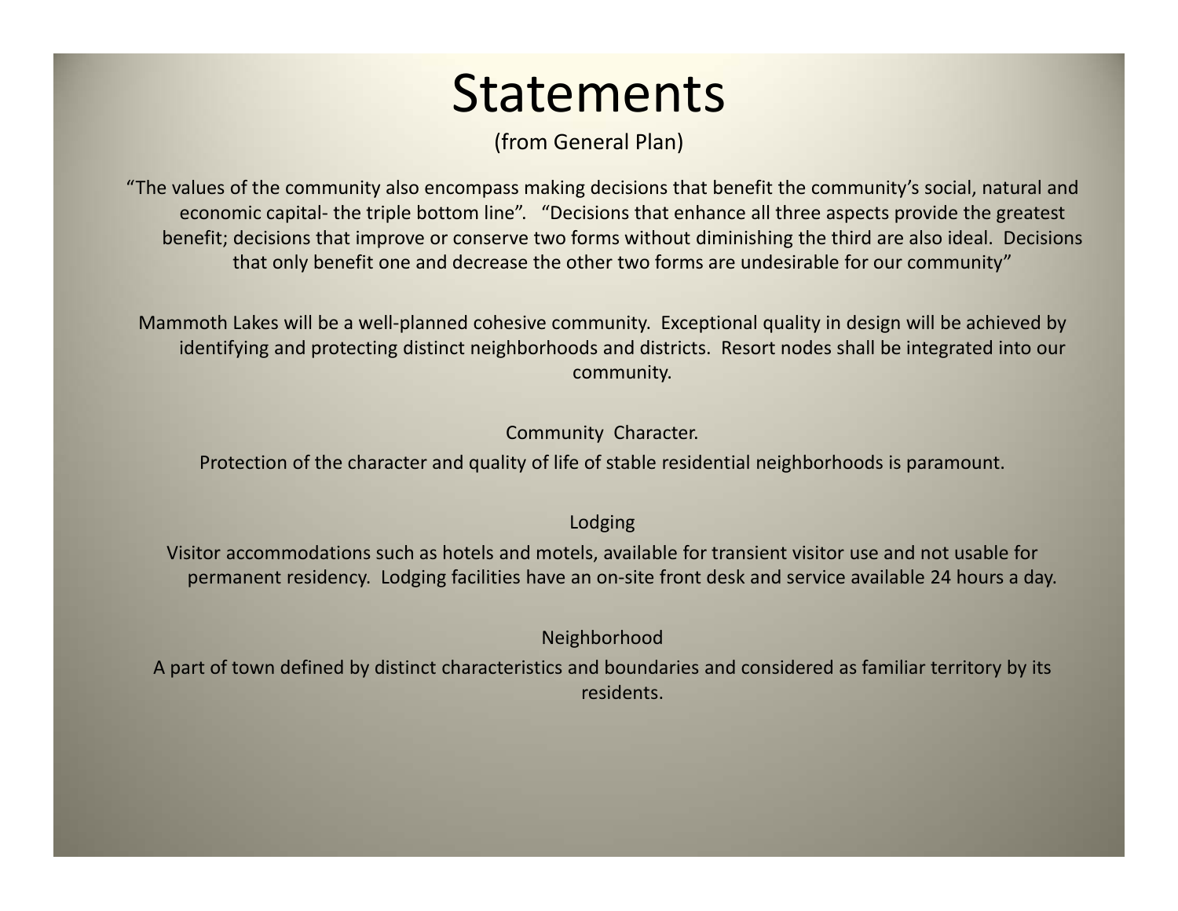# Statements

(from General Plan)

“The values of the community also encompass making decisions that benefit the community’s social, natural and economic capital- the triple bottom line”. “Decisions that enhance all three aspects provide the greatest benefit; decisions that improve or conserve two forms without diminishing the third are also ideal. Decisions that only benefit one and decrease the other two forms are undesirable for our community”

Mammoth Lakes will be a well-planned cohesive community. Exceptional quality in design will be achieved by identifying and protecting distinct neighborhoods and districts. Resort nodes shall be integrated into our community.

Community Character.

Protection of the character and quality of life of stable residential neighborhoods is paramount.

Lodging

Visitor accommodations such as hotels and motels, available for transient visitor use and not usable for permanent residency. Lodging facilities have an on-site front desk and service available 24 hours a day.

Neighborhood

A part of town defined by distinct characteristics and boundaries and considered as familiar territory by its residents.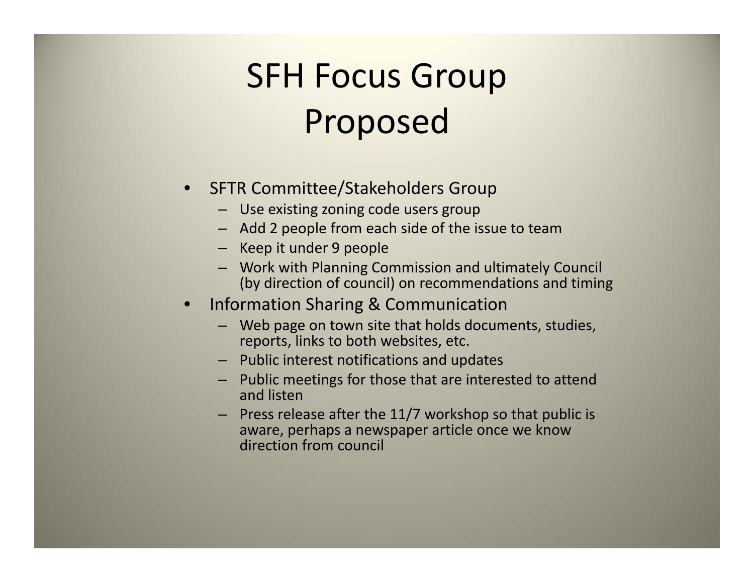# SFH Focus Group Proposed

- SFTR Committee/Stakeholders Group
  - Use existing zoning code users group
  - Add 2 people from each side of the issue to team
  - Keep it under 9 people
  - Work with Planning Commission and ultimately Council (by direction of council) on recommendations and timing
- Information Sharing & Communication
  - Web page on town site that holds documents, studies, reports, links to both websites, etc.
  - Public interest notifications and updates
  - Public meetings for those that are interested to attend and listen
  - Press release after the 11/7 workshop so that public is aware, perhaps a newspaper article once we know direction from council